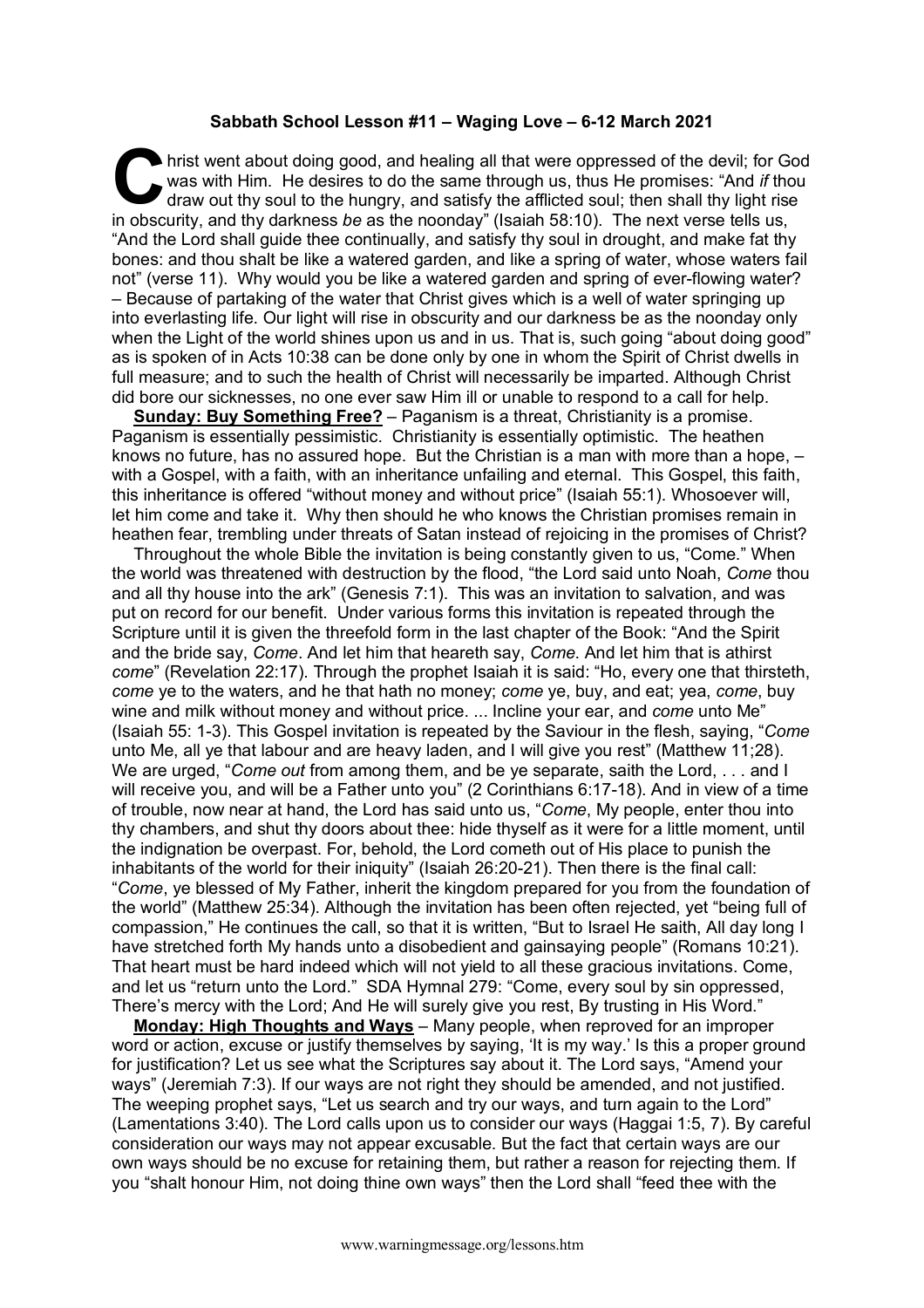**Sabbath School Lesson #11 – Waging Love – 6-12 March 2021**

Christ went about doing good, and healing all that were oppressed of the devil; for God was with Him. He desires to do the same through us, thus He promises: "And *if* thou draw out thy soul to the hungry, and satisfy the afflicted soul; then shall thy light rise in obscurity, and thy darkness *be* as the noonday" (Isaiah 58:10). The next verse tells us, "And the Lord shall guide thee continually, and satisfy thy soul in drought, and make fat thy bones: and thou shalt be like a watered garden, and like a spring of water, whose waters fail not" (verse 11). Why would you be like a watered garden and spring of ever-flowing water? – Because of partaking of the water that Christ gives which is a well of water springing up into everlasting life. Our light will rise in obscurity and our darkness be as the noonday only when the Light of the world shines upon us and in us. That is, such going "about doing good" as is spoken of in Acts 10:38 can be done only by one in whom the Spirit of Christ dwells in full measure; and to such the health of Christ will necessarily be imparted. Although Christ did bore our sicknesses, no one ever saw Him ill or unable to respond to a call for help.

**Sunday: Buy Something Free?** – Paganism is a threat, Christianity is a promise. Paganism is essentially pessimistic. Christianity is essentially optimistic. The heathen knows no future, has no assured hope. But the Christian is a man with more than a hope, – with a Gospel, with a faith, with an inheritance unfailing and eternal. This Gospel, this faith, this inheritance is offered "without money and without price" (Isaiah 55:1). Whosoever will, let him come and take it. Why then should he who knows the Christian promises remain in heathen fear, trembling under threats of Satan instead of rejoicing in the promises of Christ?

Throughout the whole Bible the invitation is being constantly given to us, "Come." When the world was threatened with destruction by the flood, "the Lord said unto Noah, *Come* thou and all thy house into the ark" (Genesis 7:1). This was an invitation to salvation, and was put on record for our benefit. Under various forms this invitation is repeated through the Scripture until it is given the threefold form in the last chapter of the Book: "And the Spirit and the bride say, *Come*. And let him that heareth say, *Come*. And let him that is athirst *come*" (Revelation 22:17). Through the prophet Isaiah it is said: "Ho, every one that thirsteth, *come* ye to the waters, and he that hath no money; *come* ye, buy, and eat; yea, *come*, buy wine and milk without money and without price. ... Incline your ear, and *come* unto Me" (Isaiah 55: 1-3). This Gospel invitation is repeated by the Saviour in the flesh, saying, "*Come* unto Me, all ye that labour and are heavy laden, and I will give you rest" (Matthew 11;28). We are urged, "*Come out* from among them, and be ye separate, saith the Lord, . . . and I will receive you, and will be a Father unto you" (2 Corinthians 6:17-18). And in view of a time of trouble, now near at hand, the Lord has said unto us, "*Come*, My people, enter thou into thy chambers, and shut thy doors about thee: hide thyself as it were for a little moment, until the indignation be overpast. For, behold, the Lord cometh out of His place to punish the inhabitants of the world for their iniquity" (Isaiah 26:20-21). Then there is the final call: "*Come*, ye blessed of My Father, inherit the kingdom prepared for you from the foundation of the world" (Matthew 25:34). Although the invitation has been often rejected, yet "being full of compassion," He continues the call, so that it is written, "But to Israel He saith, All day long I have stretched forth My hands unto a disobedient and gainsaying people" (Romans 10:21). That heart must be hard indeed which will not yield to all these gracious invitations. Come, and let us "return unto the Lord." SDA Hymnal 279: "Come, every soul by sin oppressed, There's mercy with the Lord; And He will surely give you rest, By trusting in His Word."

**Monday: High Thoughts and Ways** – Many people, when reproved for an improper word or action, excuse or justify themselves by saying, 'It is my way.' Is this a proper ground for justification? Let us see what the Scriptures say about it. The Lord says, "Amend your ways" (Jeremiah 7:3). If our ways are not right they should be amended, and not justified. The weeping prophet says, "Let us search and try our ways, and turn again to the Lord" (Lamentations 3:40). The Lord calls upon us to consider our ways (Haggai 1:5, 7). By careful consideration our ways may not appear excusable. But the fact that certain ways are our own ways should be no excuse for retaining them, but rather a reason for rejecting them. If you "shalt honour Him, not doing thine own ways" then the Lord shall "feed thee with the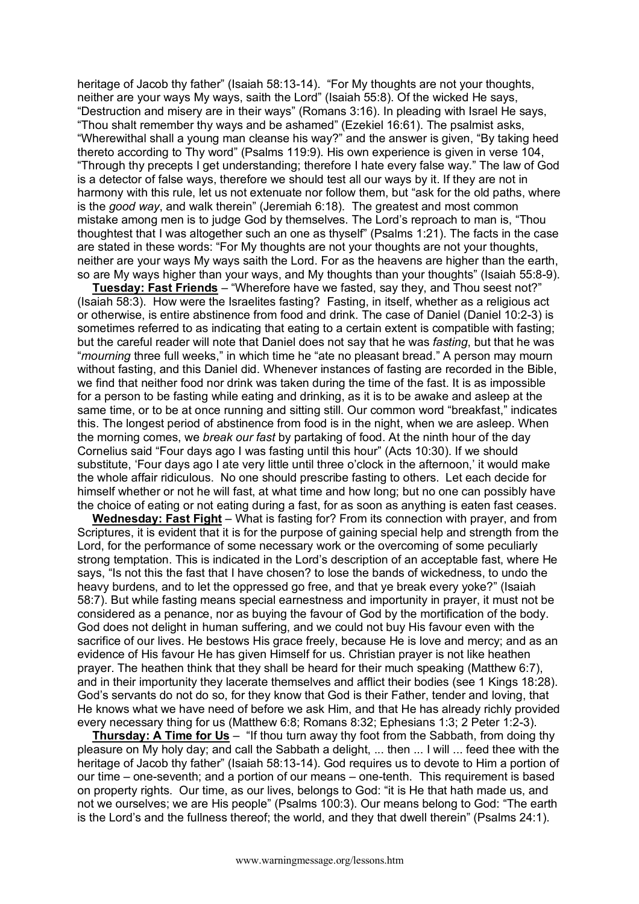heritage of Jacob thy father" (Isaiah 58:13-14). "For My thoughts are not your thoughts, neither are your ways My ways, saith the Lord" (Isaiah 55:8). Of the wicked He says, "Destruction and misery are in their ways" (Romans 3:16). In pleading with Israel He says, "Thou shalt remember thy ways and be ashamed" (Ezekiel 16:61). The psalmist asks, "Wherewithal shall a young man cleanse his way?" and the answer is given, "By taking heed thereto according to Thy word" (Psalms 119:9). His own experience is given in verse 104, "Through thy precepts I get understanding; therefore I hate every false way." The law of God is a detector of false ways, therefore we should test all our ways by it. If they are not in harmony with this rule, let us not extenuate nor follow them, but "ask for the old paths, where is the *good way*, and walk therein" (Jeremiah 6:18). The greatest and most common mistake among men is to judge God by themselves. The Lord's reproach to man is, "Thou thoughtest that I was altogether such an one as thyself" (Psalms 1:21). The facts in the case are stated in these words: "For My thoughts are not your thoughts are not your thoughts, neither are your ways My ways saith the Lord. For as the heavens are higher than the earth, so are My ways higher than your ways, and My thoughts than your thoughts" (Isaiah 55:8-9).

**Tuesday: Fast Friends** – "Wherefore have we fasted, say they, and Thou seest not?" (Isaiah 58:3). How were the Israelites fasting? Fasting, in itself, whether as a religious act or otherwise, is entire abstinence from food and drink. The case of Daniel (Daniel 10:2-3) is sometimes referred to as indicating that eating to a certain extent is compatible with fasting; but the careful reader will note that Daniel does not say that he was *fasting*, but that he was "*mourning* three full weeks," in which time he "ate no pleasant bread." A person may mourn without fasting, and this Daniel did. Whenever instances of fasting are recorded in the Bible, we find that neither food nor drink was taken during the time of the fast. It is as impossible for a person to be fasting while eating and drinking, as it is to be awake and asleep at the same time, or to be at once running and sitting still. Our common word "breakfast," indicates this. The longest period of abstinence from food is in the night, when we are asleep. When the morning comes, we *break our fast* by partaking of food. At the ninth hour of the day Cornelius said "Four days ago I was fasting until this hour" (Acts 10:30). If we should substitute, 'Four days ago I ate very little until three o'clock in the afternoon,' it would make the whole affair ridiculous. No one should prescribe fasting to others. Let each decide for himself whether or not he will fast, at what time and how long; but no one can possibly have the choice of eating or not eating during a fast, for as soon as anything is eaten fast ceases.

**Wednesday: Fast Fight** – What is fasting for? From its connection with prayer, and from Scriptures, it is evident that it is for the purpose of gaining special help and strength from the Lord, for the performance of some necessary work or the overcoming of some peculiarly strong temptation. This is indicated in the Lord's description of an acceptable fast, where He says, "Is not this the fast that I have chosen? to lose the bands of wickedness, to undo the heavy burdens, and to let the oppressed go free, and that ye break every yoke?" (Isaiah 58:7). But while fasting means special earnestness and importunity in prayer, it must not be considered as a penance, nor as buying the favour of God by the mortification of the body. God does not delight in human suffering, and we could not buy His favour even with the sacrifice of our lives. He bestows His grace freely, because He is love and mercy; and as an evidence of His favour He has given Himself for us. Christian prayer is not like heathen prayer. The heathen think that they shall be heard for their much speaking (Matthew 6:7), and in their importunity they lacerate themselves and afflict their bodies (see 1 Kings 18:28). God's servants do not do so, for they know that God is their Father, tender and loving, that He knows what we have need of before we ask Him, and that He has already richly provided every necessary thing for us (Matthew 6:8; Romans 8:32; Ephesians 1:3; 2 Peter 1:2-3).

**Thursday: A Time for Us** – "If thou turn away thy foot from the Sabbath, from doing thy pleasure on My holy day; and call the Sabbath a delight, ... then ... I will ... feed thee with the heritage of Jacob thy father" (Isaiah 58:13-14). God requires us to devote to Him a portion of our time – one-seventh; and a portion of our means – one-tenth. This requirement is based on property rights. Our time, as our lives, belongs to God: "it is He that hath made us, and not we ourselves; we are His people" (Psalms 100:3). Our means belong to God: "The earth is the Lord's and the fullness thereof; the world, and they that dwell therein" (Psalms 24:1).